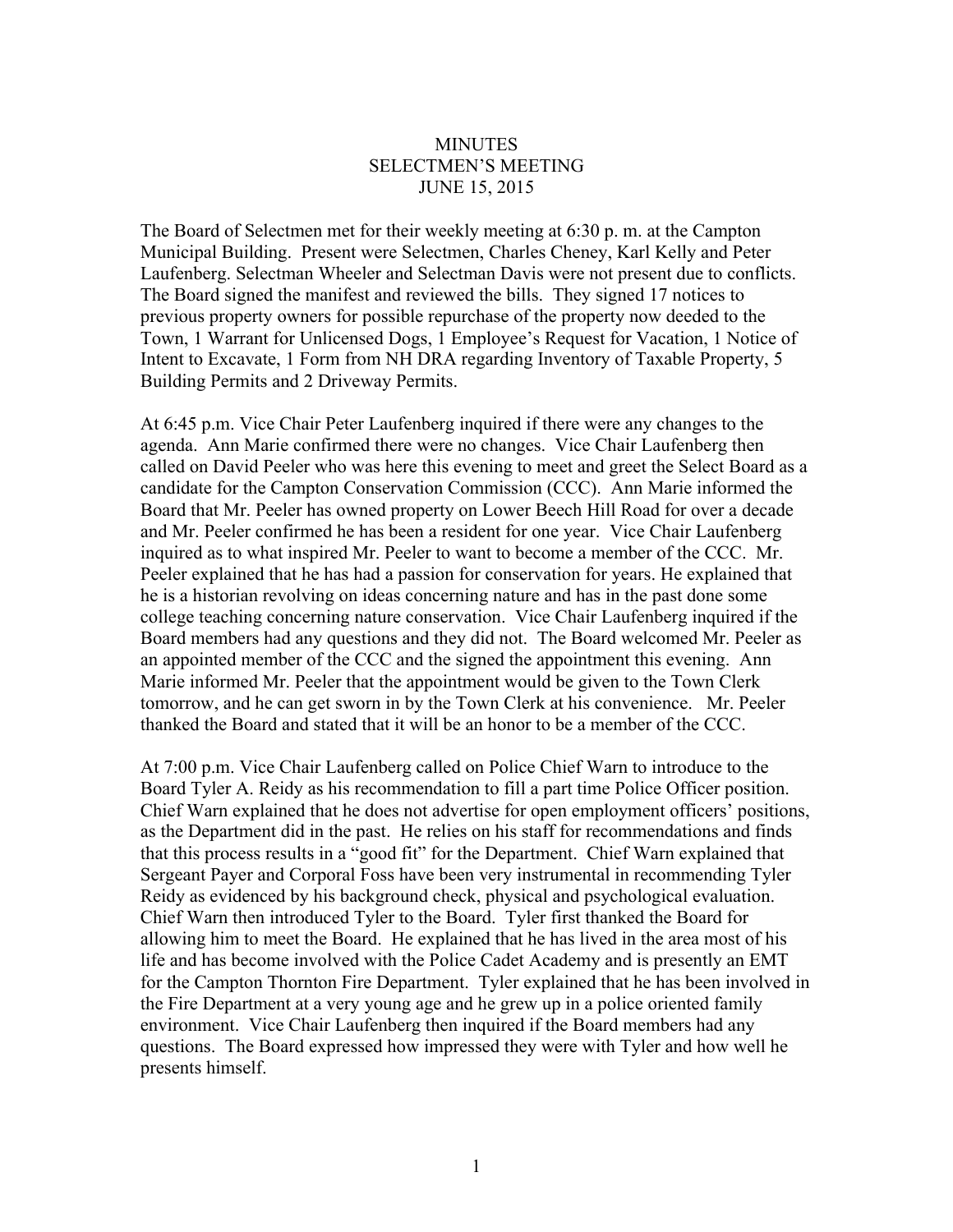# MINUTES
## SELECTMEN'S MEETING
## JUNE 15, 2015

The Board of Selectmen met for their weekly meeting at 6:30 p. m. at the Campton Municipal Building. Present were Selectmen, Charles Cheney, Karl Kelly and Peter Laufenberg. Selectman Wheeler and Selectman Davis were not present due to conflicts. The Board signed the manifest and reviewed the bills. They signed 17 notices to previous property owners for possible repurchase of the property now deeded to the Town, 1 Warrant for Unlicensed Dogs, 1 Employee's Request for Vacation, 1 Notice of Intent to Excavate, 1 Form from NH DRA regarding Inventory of Taxable Property, 5 Building Permits and 2 Driveway Permits.

At 6:45 p.m. Vice Chair Peter Laufenberg inquired if there were any changes to the agenda. Ann Marie confirmed there were no changes. Vice Chair Laufenberg then called on David Peeler who was here this evening to meet and greet the Select Board as a candidate for the Campton Conservation Commission (CCC). Ann Marie informed the Board that Mr. Peeler has owned property on Lower Beech Hill Road for over a decade and Mr. Peeler confirmed he has been a resident for one year. Vice Chair Laufenberg inquired as to what inspired Mr. Peeler to want to become a member of the CCC. Mr. Peeler explained that he has had a passion for conservation for years. He explained that he is a historian revolving on ideas concerning nature and has in the past done some college teaching concerning nature conservation. Vice Chair Laufenberg inquired if the Board members had any questions and they did not. The Board welcomed Mr. Peeler as an appointed member of the CCC and the signed the appointment this evening. Ann Marie informed Mr. Peeler that the appointment would be given to the Town Clerk tomorrow, and he can get sworn in by the Town Clerk at his convenience. Mr. Peeler thanked the Board and stated that it will be an honor to be a member of the CCC.

At 7:00 p.m. Vice Chair Laufenberg called on Police Chief Warn to introduce to the Board Tyler A. Reidy as his recommendation to fill a part time Police Officer position. Chief Warn explained that he does not advertise for open employment officers' positions, as the Department did in the past. He relies on his staff for recommendations and finds that this process results in a "good fit" for the Department. Chief Warn explained that Sergeant Payer and Corporal Foss have been very instrumental in recommending Tyler Reidy as evidenced by his background check, physical and psychological evaluation. Chief Warn then introduced Tyler to the Board. Tyler first thanked the Board for allowing him to meet the Board. He explained that he has lived in the area most of his life and has become involved with the Police Cadet Academy and is presently an EMT for the Campton Thornton Fire Department. Tyler explained that he has been involved in the Fire Department at a very young age and he grew up in a police oriented family environment. Vice Chair Laufenberg then inquired if the Board members had any questions. The Board expressed how impressed they were with Tyler and how well he presents himself.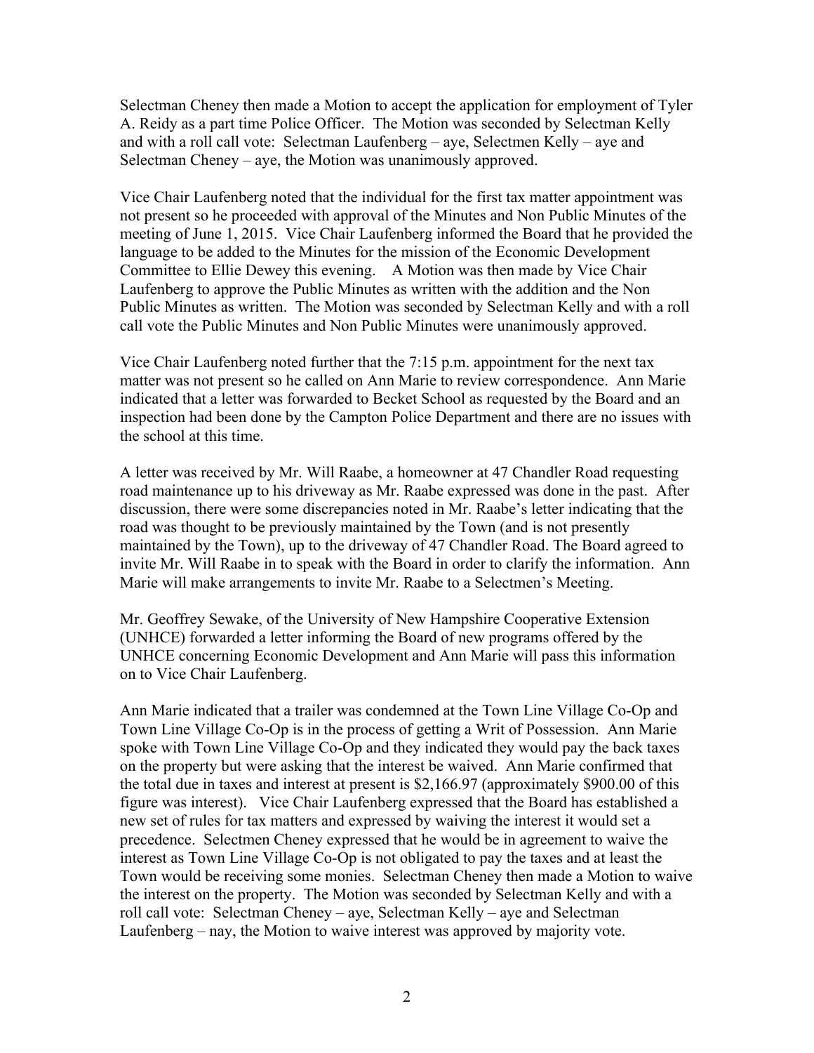Selectman Cheney then made a Motion to accept the application for employment of Tyler A. Reidy as a part time Police Officer. The Motion was seconded by Selectman Kelly and with a roll call vote: Selectman Laufenberg – aye, Selectmen Kelly – aye and Selectman Cheney – aye, the Motion was unanimously approved.

Vice Chair Laufenberg noted that the individual for the first tax matter appointment was not present so he proceeded with approval of the Minutes and Non Public Minutes of the meeting of June 1, 2015. Vice Chair Laufenberg informed the Board that he provided the language to be added to the Minutes for the mission of the Economic Development Committee to Ellie Dewey this evening. A Motion was then made by Vice Chair Laufenberg to approve the Public Minutes as written with the addition and the Non Public Minutes as written. The Motion was seconded by Selectman Kelly and with a roll call vote the Public Minutes and Non Public Minutes were unanimously approved.

Vice Chair Laufenberg noted further that the 7:15 p.m. appointment for the next tax matter was not present so he called on Ann Marie to review correspondence. Ann Marie indicated that a letter was forwarded to Becket School as requested by the Board and an inspection had been done by the Campton Police Department and there are no issues with the school at this time.

A letter was received by Mr. Will Raabe, a homeowner at 47 Chandler Road requesting road maintenance up to his driveway as Mr. Raabe expressed was done in the past. After discussion, there were some discrepancies noted in Mr. Raabe's letter indicating that the road was thought to be previously maintained by the Town (and is not presently maintained by the Town), up to the driveway of 47 Chandler Road. The Board agreed to invite Mr. Will Raabe in to speak with the Board in order to clarify the information. Ann Marie will make arrangements to invite Mr. Raabe to a Selectmen's Meeting.

Mr. Geoffrey Sewake, of the University of New Hampshire Cooperative Extension (UNHCE) forwarded a letter informing the Board of new programs offered by the UNHCE concerning Economic Development and Ann Marie will pass this information on to Vice Chair Laufenberg.

Ann Marie indicated that a trailer was condemned at the Town Line Village Co-Op and Town Line Village Co-Op is in the process of getting a Writ of Possession. Ann Marie spoke with Town Line Village Co-Op and they indicated they would pay the back taxes on the property but were asking that the interest be waived. Ann Marie confirmed that the total due in taxes and interest at present is $2,166.97 (approximately $900.00 of this figure was interest). Vice Chair Laufenberg expressed that the Board has established a new set of rules for tax matters and expressed by waiving the interest it would set a precedence. Selectmen Cheney expressed that he would be in agreement to waive the interest as Town Line Village Co-Op is not obligated to pay the taxes and at least the Town would be receiving some monies. Selectman Cheney then made a Motion to waive the interest on the property. The Motion was seconded by Selectman Kelly and with a roll call vote: Selectman Cheney – aye, Selectman Kelly – aye and Selectman Laufenberg – nay, the Motion to waive interest was approved by majority vote.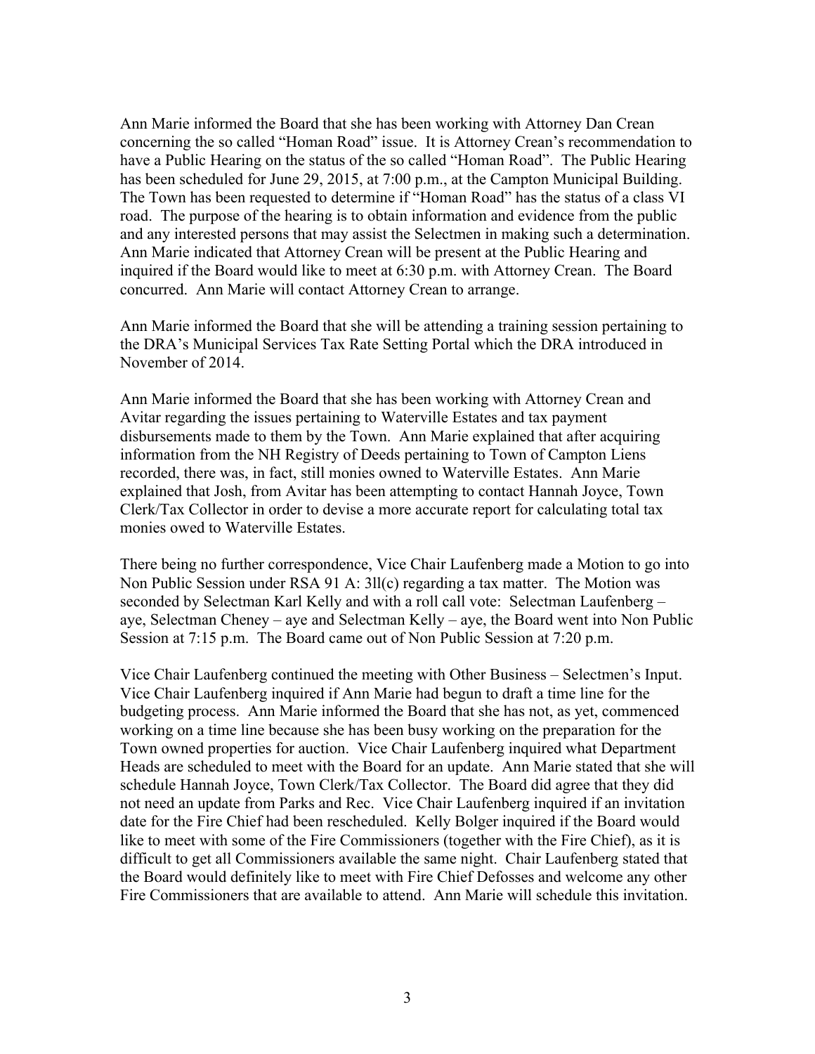Ann Marie informed the Board that she has been working with Attorney Dan Crean concerning the so called "Homan Road" issue. It is Attorney Crean's recommendation to have a Public Hearing on the status of the so called "Homan Road". The Public Hearing has been scheduled for June 29, 2015, at 7:00 p.m., at the Campton Municipal Building. The Town has been requested to determine if "Homan Road" has the status of a class VI road. The purpose of the hearing is to obtain information and evidence from the public and any interested persons that may assist the Selectmen in making such a determination. Ann Marie indicated that Attorney Crean will be present at the Public Hearing and inquired if the Board would like to meet at 6:30 p.m. with Attorney Crean. The Board concurred. Ann Marie will contact Attorney Crean to arrange.

Ann Marie informed the Board that she will be attending a training session pertaining to the DRA's Municipal Services Tax Rate Setting Portal which the DRA introduced in November of 2014.

Ann Marie informed the Board that she has been working with Attorney Crean and Avitar regarding the issues pertaining to Waterville Estates and tax payment disbursements made to them by the Town. Ann Marie explained that after acquiring information from the NH Registry of Deeds pertaining to Town of Campton Liens recorded, there was, in fact, still monies owned to Waterville Estates. Ann Marie explained that Josh, from Avitar has been attempting to contact Hannah Joyce, Town Clerk/Tax Collector in order to devise a more accurate report for calculating total tax monies owed to Waterville Estates.

There being no further correspondence, Vice Chair Laufenberg made a Motion to go into Non Public Session under RSA 91 A: 3ll(c) regarding a tax matter. The Motion was seconded by Selectman Karl Kelly and with a roll call vote: Selectman Laufenberg – aye, Selectman Cheney – aye and Selectman Kelly – aye, the Board went into Non Public Session at 7:15 p.m. The Board came out of Non Public Session at 7:20 p.m.

Vice Chair Laufenberg continued the meeting with Other Business – Selectmen's Input. Vice Chair Laufenberg inquired if Ann Marie had begun to draft a time line for the budgeting process. Ann Marie informed the Board that she has not, as yet, commenced working on a time line because she has been busy working on the preparation for the Town owned properties for auction. Vice Chair Laufenberg inquired what Department Heads are scheduled to meet with the Board for an update. Ann Marie stated that she will schedule Hannah Joyce, Town Clerk/Tax Collector. The Board did agree that they did not need an update from Parks and Rec. Vice Chair Laufenberg inquired if an invitation date for the Fire Chief had been rescheduled. Kelly Bolger inquired if the Board would like to meet with some of the Fire Commissioners (together with the Fire Chief), as it is difficult to get all Commissioners available the same night. Chair Laufenberg stated that the Board would definitely like to meet with Fire Chief Defosses and welcome any other Fire Commissioners that are available to attend. Ann Marie will schedule this invitation.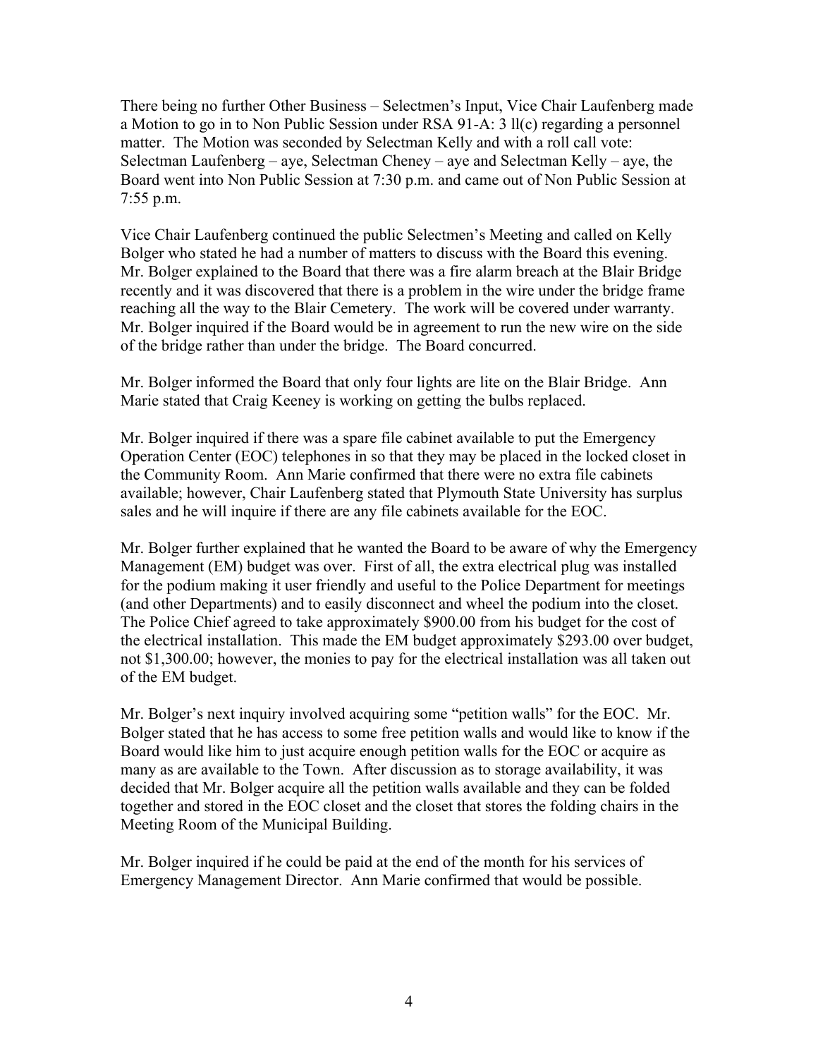There being no further Other Business – Selectmen's Input, Vice Chair Laufenberg made a Motion to go in to Non Public Session under RSA 91-A: 3 ll(c) regarding a personnel matter. The Motion was seconded by Selectman Kelly and with a roll call vote: Selectman Laufenberg – aye, Selectman Cheney – aye and Selectman Kelly – aye, the Board went into Non Public Session at 7:30 p.m. and came out of Non Public Session at 7:55 p.m.

Vice Chair Laufenberg continued the public Selectmen's Meeting and called on Kelly Bolger who stated he had a number of matters to discuss with the Board this evening. Mr. Bolger explained to the Board that there was a fire alarm breach at the Blair Bridge recently and it was discovered that there is a problem in the wire under the bridge frame reaching all the way to the Blair Cemetery. The work will be covered under warranty. Mr. Bolger inquired if the Board would be in agreement to run the new wire on the side of the bridge rather than under the bridge. The Board concurred.

Mr. Bolger informed the Board that only four lights are lite on the Blair Bridge. Ann Marie stated that Craig Keeney is working on getting the bulbs replaced.

Mr. Bolger inquired if there was a spare file cabinet available to put the Emergency Operation Center (EOC) telephones in so that they may be placed in the locked closet in the Community Room. Ann Marie confirmed that there were no extra file cabinets available; however, Chair Laufenberg stated that Plymouth State University has surplus sales and he will inquire if there are any file cabinets available for the EOC.

Mr. Bolger further explained that he wanted the Board to be aware of why the Emergency Management (EM) budget was over. First of all, the extra electrical plug was installed for the podium making it user friendly and useful to the Police Department for meetings (and other Departments) and to easily disconnect and wheel the podium into the closet. The Police Chief agreed to take approximately $900.00 from his budget for the cost of the electrical installation. This made the EM budget approximately $293.00 over budget, not $1,300.00; however, the monies to pay for the electrical installation was all taken out of the EM budget.

Mr. Bolger's next inquiry involved acquiring some "petition walls" for the EOC. Mr. Bolger stated that he has access to some free petition walls and would like to know if the Board would like him to just acquire enough petition walls for the EOC or acquire as many as are available to the Town. After discussion as to storage availability, it was decided that Mr. Bolger acquire all the petition walls available and they can be folded together and stored in the EOC closet and the closet that stores the folding chairs in the Meeting Room of the Municipal Building.

Mr. Bolger inquired if he could be paid at the end of the month for his services of Emergency Management Director. Ann Marie confirmed that would be possible.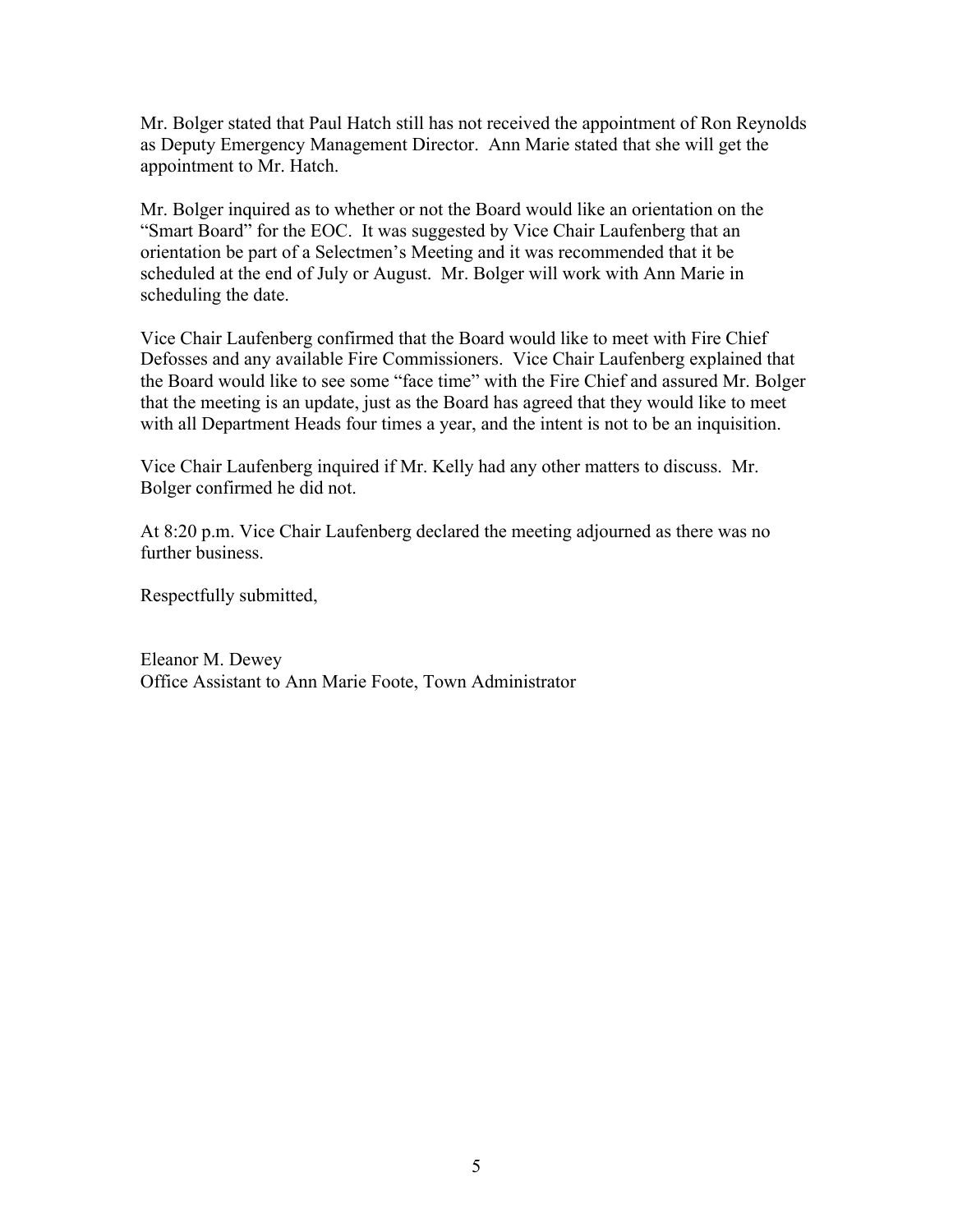Mr. Bolger stated that Paul Hatch still has not received the appointment of Ron Reynolds as Deputy Emergency Management Director. Ann Marie stated that she will get the appointment to Mr. Hatch.

Mr. Bolger inquired as to whether or not the Board would like an orientation on the "Smart Board" for the EOC. It was suggested by Vice Chair Laufenberg that an orientation be part of a Selectmen's Meeting and it was recommended that it be scheduled at the end of July or August. Mr. Bolger will work with Ann Marie in scheduling the date.

Vice Chair Laufenberg confirmed that the Board would like to meet with Fire Chief Defosses and any available Fire Commissioners. Vice Chair Laufenberg explained that the Board would like to see some "face time" with the Fire Chief and assured Mr. Bolger that the meeting is an update, just as the Board has agreed that they would like to meet with all Department Heads four times a year, and the intent is not to be an inquisition.

Vice Chair Laufenberg inquired if Mr. Kelly had any other matters to discuss. Mr. Bolger confirmed he did not.

At 8:20 p.m. Vice Chair Laufenberg declared the meeting adjourned as there was no further business.

Respectfully submitted,

Eleanor M. Dewey  
Office Assistant to Ann Marie Foote, Town Administrator